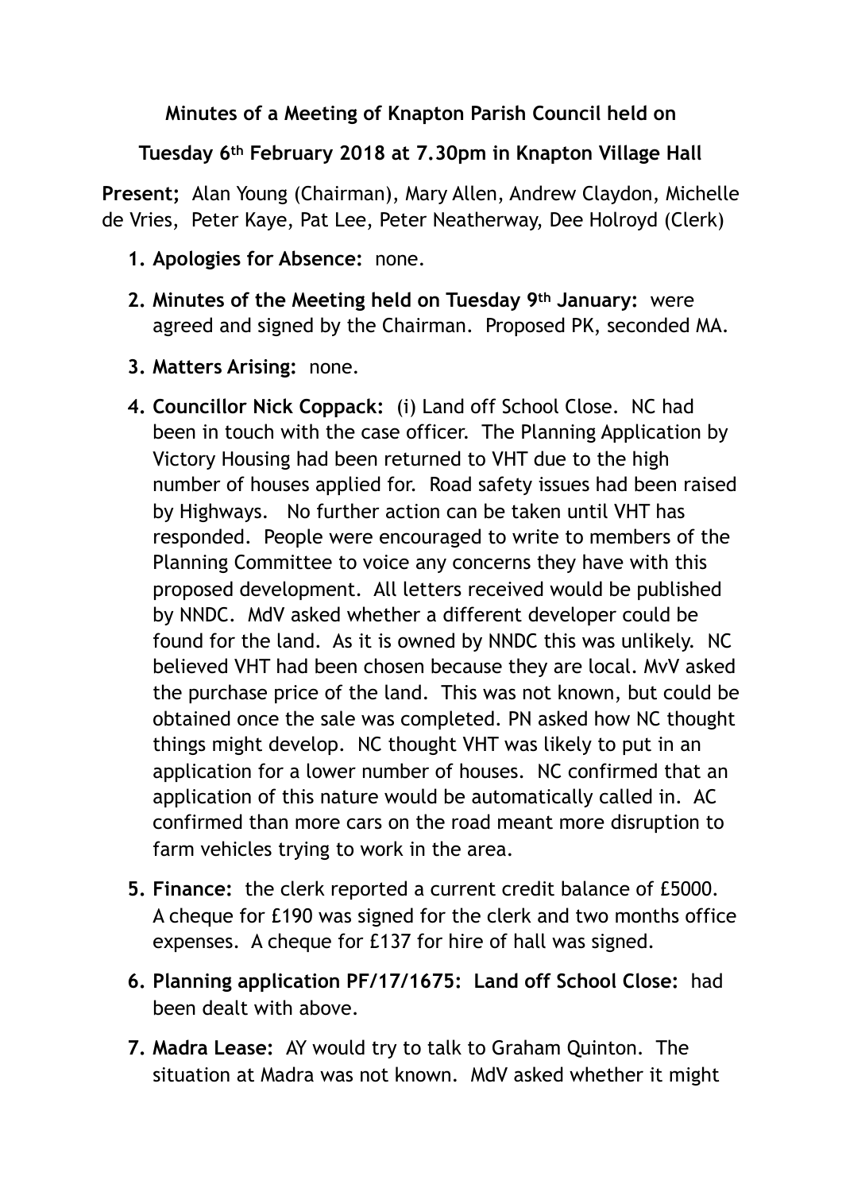**Minutes of a Meeting of Knapton Parish Council held on**

**Tuesday 6th February 2018 at 7.30pm in Knapton Village Hall**

**Present;** Alan Young (Chairman), Mary Allen, Andrew Claydon, Michelle de Vries, Peter Kaye, Pat Lee, Peter Neatherway, Dee Holroyd (Clerk)

1. **Apologies for Absence:** none.
2. **Minutes of the Meeting held on Tuesday 9th January:** were agreed and signed by the Chairman. Proposed PK, seconded MA.
3. **Matters Arising:** none.
4. **Councillor Nick Coppack:** (i) Land off School Close. NC had been in touch with the case officer. The Planning Application by Victory Housing had been returned to VHT due to the high number of houses applied for. Road safety issues had been raised by Highways. No further action can be taken until VHT has responded. People were encouraged to write to members of the Planning Committee to voice any concerns they have with this proposed development. All letters received would be published by NNDC. MdV asked whether a different developer could be found for the land. As it is owned by NNDC this was unlikely. NC believed VHT had been chosen because they are local. MvV asked the purchase price of the land. This was not known, but could be obtained once the sale was completed. PN asked how NC thought things might develop. NC thought VHT was likely to put in an application for a lower number of houses. NC confirmed that an application of this nature would be automatically called in. AC confirmed than more cars on the road meant more disruption to farm vehicles trying to work in the area.
5. **Finance:** the clerk reported a current credit balance of £5000. A cheque for £190 was signed for the clerk and two months office expenses. A cheque for £137 for hire of hall was signed.
6. **Planning application PF/17/1675: Land off School Close:** had been dealt with above.
7. **Madra Lease:** AY would try to talk to Graham Quinton. The situation at Madra was not known. MdV asked whether it might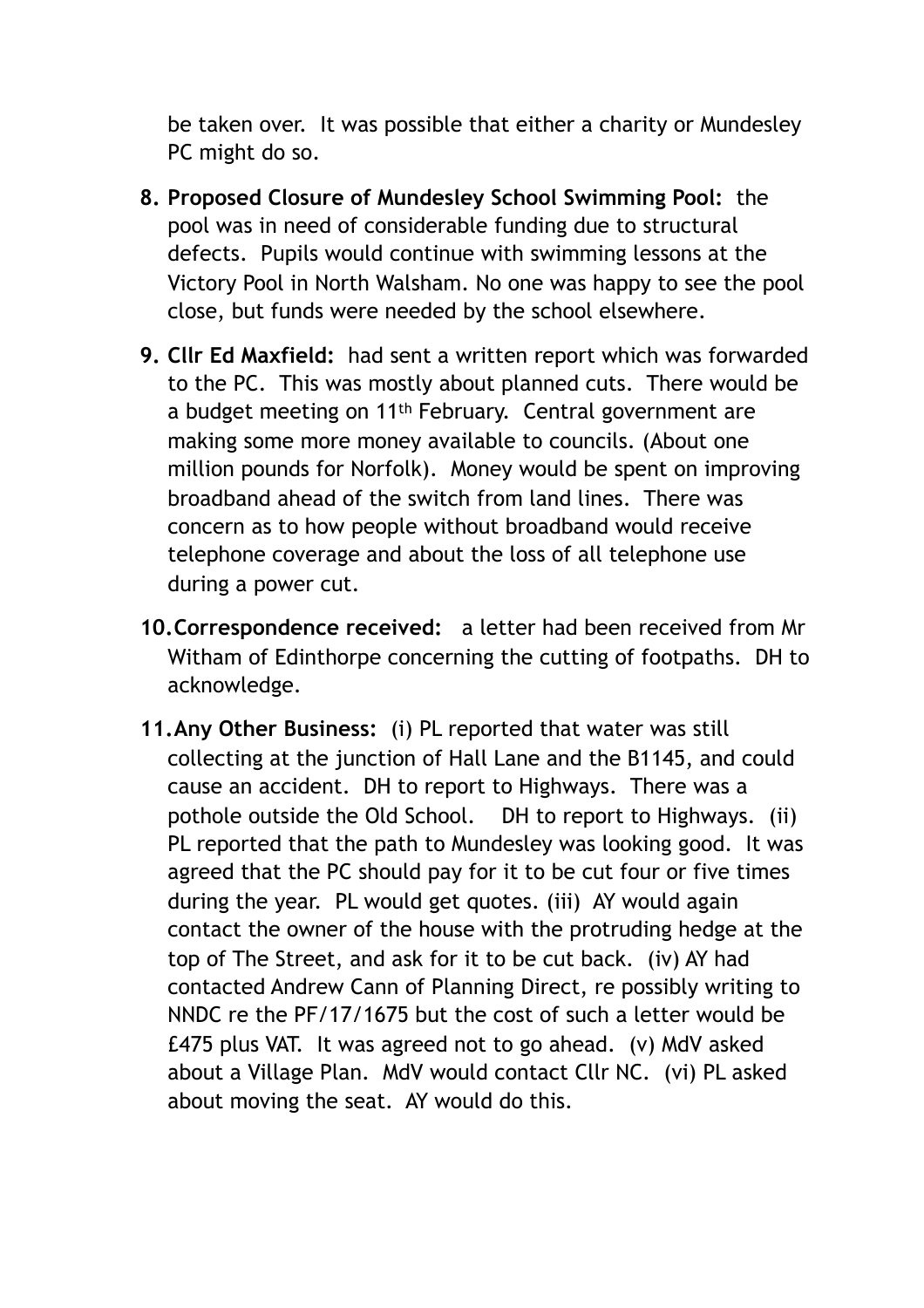be taken over. It was possible that either a charity or Mundesley PC might do so.

8. **Proposed Closure of Mundesley School Swimming Pool:** the pool was in need of considerable funding due to structural defects. Pupils would continue with swimming lessons at the Victory Pool in North Walsham. No one was happy to see the pool close, but funds were needed by the school elsewhere.

9. **Cllr Ed Maxfield:** had sent a written report which was forwarded to the PC. This was mostly about planned cuts. There would be a budget meeting on 11th February. Central government are making some more money available to councils. (About one million pounds for Norfolk). Money would be spent on improving broadband ahead of the switch from land lines. There was concern as to how people without broadband would receive telephone coverage and about the loss of all telephone use during a power cut.

10. **Correspondence received:** a letter had been received from Mr Witham of Edinthorpe concerning the cutting of footpaths. DH to acknowledge.

11. **Any Other Business:** (i) PL reported that water was still collecting at the junction of Hall Lane and the B1145, and could cause an accident. DH to report to Highways. There was a pothole outside the Old School. DH to report to Highways. (ii) PL reported that the path to Mundesley was looking good. It was agreed that the PC should pay for it to be cut four or five times during the year. PL would get quotes. (iii) AY would again contact the owner of the house with the protruding hedge at the top of The Street, and ask for it to be cut back. (iv) AY had contacted Andrew Cann of Planning Direct, re possibly writing to NNDC re the PF/17/1675 but the cost of such a letter would be £475 plus VAT. It was agreed not to go ahead. (v) MdV asked about a Village Plan. MdV would contact Cllr NC. (vi) PL asked about moving the seat. AY would do this.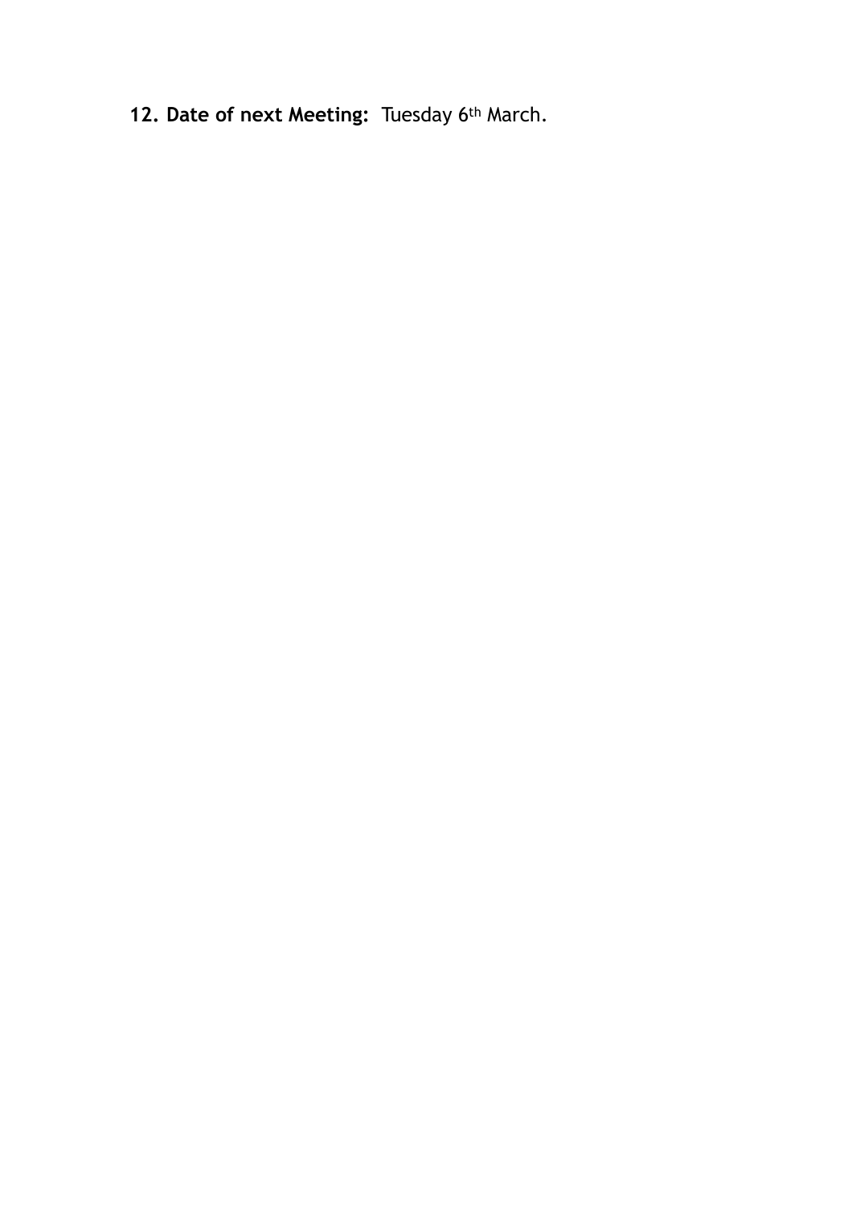**12. Date of next Meeting:** Tuesday 6th March.